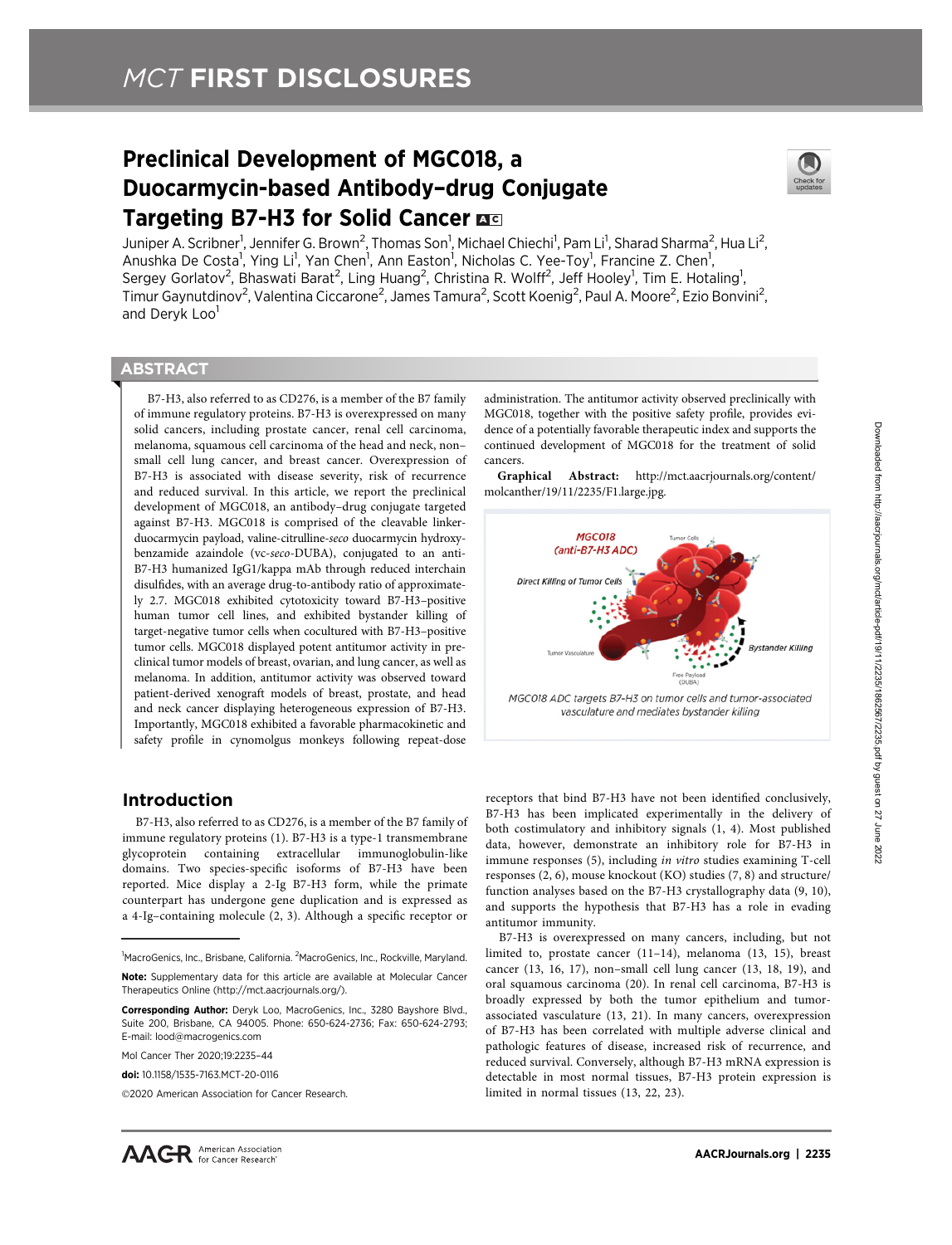# Preclinical Development of MGC018, a Duocarmycin-based Antibody–drug Conjugate Targeting B7-H3 for Solid Cancer

Juniper A. Scribner[1], Jennifer G. Brown[2], Thomas Son[1], Michael Chiechi[1], Pam Li[1], Sharad Sharma[2], Hua Li[2], Anushka De Costa[1], Ying Li[1], Yan Chen[1], Ann Easton[1], Nicholas C. Yee-Toy[1], Francine Z. Chen[1], Sergey Gorlatov[2], Bhaswati Barat[2], Ling Huang[2], Christina R. Wolff[2], Jeff Hooley[1], Tim E. Hotaling[1], Timur Gaynutdinov[2], Valentina Ciccarone[2], James Tamura[2], Scott Koenig[2], Paul A. Moore[2], Ezio Bonvini[2], and Deryk Loo[1]

## ABSTRACT

B7-H3, also referred to as CD276, is a member of the B7 family of immune regulatory proteins. B7-H3 is overexpressed on many solid cancers, including prostate cancer, renal cell carcinoma, melanoma, squamous cell carcinoma of the head and neck, non–small cell lung cancer, and breast cancer. Overexpression of B7-H3 is associated with disease severity, risk of recurrence and reduced survival. In this article, we report the preclinical development of MGC018, an antibody–drug conjugate targeted against B7-H3. MGC018 is comprised of the cleavable linker-duocarmycin payload, valine-citrulline-*seco* duocarmycin hydroxybenzamide azaindole (vc-*seco*-DUBA), conjugated to an anti-B7-H3 humanized IgG1/kappa mAb through reduced interchain disulfides, with an average drug-to-antibody ratio of approximately 2.7. MGC018 exhibited cytotoxicity toward B7-H3–positive human tumor cell lines, and exhibited bystander killing of target-negative tumor cells when cocultured with B7-H3–positive tumor cells. MGC018 displayed potent antitumor activity in preclinical tumor models of breast, ovarian, and lung cancer, as well as melanoma. In addition, antitumor activity was observed toward patient-derived xenograft models of breast, prostate, and head and neck cancer displaying heterogeneous expression of B7-H3. Importantly, MGC018 exhibited a favorable pharmacokinetic and safety profile in cynomolgus monkeys following repeat-dose administration. The antitumor activity observed preclinically with MGC018, together with the positive safety profile, provides evidence of a potentially favorable therapeutic index and supports the continued development of MGC018 for the treatment of solid cancers.

**Graphical Abstract:** http://mct.aacrjournals.org/content/molcanther/19/11/2235/F1.large.jpg.

MGC018 ADC targets B7-H3 on tumor cells and tumor-associated vasculature and mediates bystander killing

## Introduction

B7-H3, also referred to as CD276, is a member of the B7 family of immune regulatory proteins (1). B7-H3 is a type-1 transmembrane glycoprotein containing extracellular immunoglobulin-like domains. Two species-specific isoforms of B7-H3 have been reported. Mice display a 2-Ig B7-H3 form, while the primate counterpart has undergone gene duplication and is expressed as a 4-Ig–containing molecule (2, 3). Although a specific receptor or receptors that bind B7-H3 have not been identified conclusively, B7-H3 has been implicated experimentally in the delivery of both costimulatory and inhibitory signals (1, 4). Most published data, however, demonstrate an inhibitory role for B7-H3 in immune responses (5), including *in vitro* studies examining T-cell responses (2, 6), mouse knockout (KO) studies (7, 8) and structure/function analyses based on the B7-H3 crystallography data (9, 10), and supports the hypothesis that B7-H3 has a role in evading antitumor immunity.

B7-H3 is overexpressed on many cancers, including, but not limited to, prostate cancer (11–14), melanoma (13, 15), breast cancer (13, 16, 17), non–small cell lung cancer (13, 18, 19), and oral squamous cell carcinoma (20). In renal cell carcinoma, B7-H3 is broadly expressed by both the tumor epithelium and tumor-associated vasculature (13, 21). In many cancers, overexpression of B7-H3 has been correlated with multiple adverse clinical and pathologic features of disease, increased risk of recurrence, and reduced survival. Conversely, although B7-H3 mRNA expression is detectable in most normal tissues, B7-H3 protein expression is limited in normal tissues (13, 22, 23).

[1]MacroGenics, Inc., Brisbane, California. [2]MacroGenics, Inc., Rockville, Maryland.

**Note:** Supplementary data for this article are available at Molecular Cancer Therapeutics Online (http://mct.aacrjournals.org/).

**Corresponding Author:** Deryk Loo, MacroGenics, Inc., 3280 Bayshore Blvd., Suite 200, Brisbane, CA 94005. Phone: 650-624-2736; Fax: 650-624-2793; E-mail: lood@macrogenics.com

Mol Cancer Ther 2020;19:2235–44

**doi:** 10.1158/1535-7163.MCT-20-0116

©2020 American Association for Cancer Research.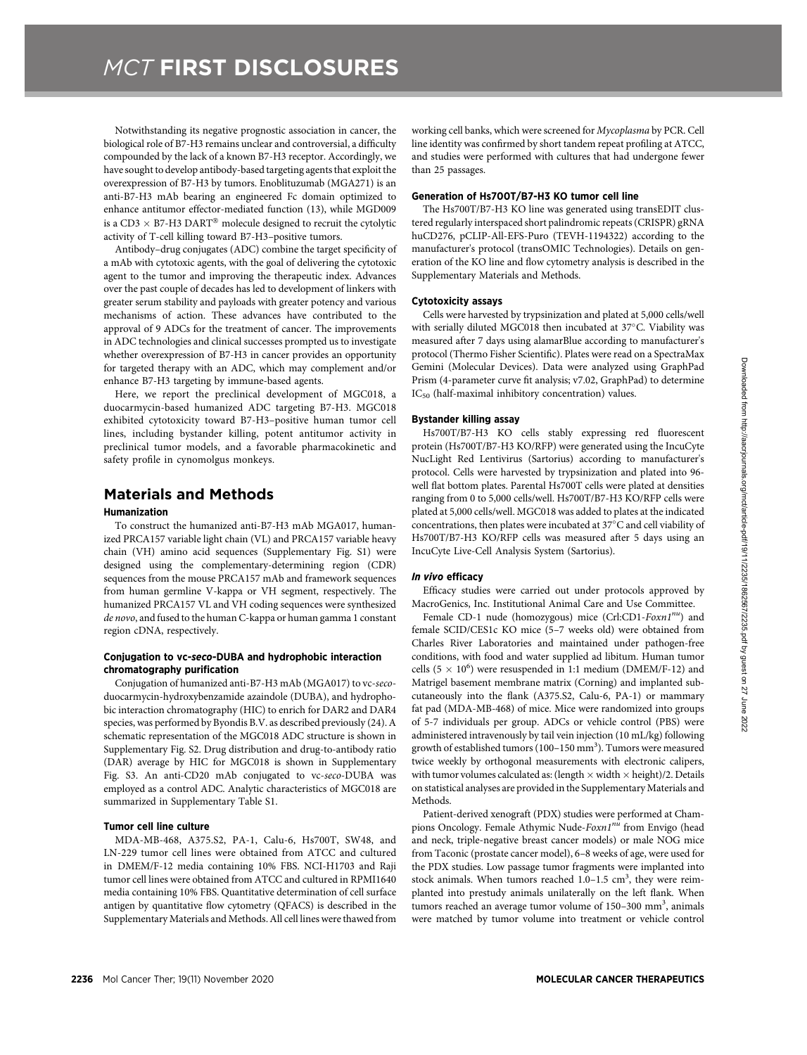Notwithstanding its negative prognostic association in cancer, the biological role of B7-H3 remains unclear and controversial, a difficulty compounded by the lack of a known B7-H3 receptor. Accordingly, we have sought to develop antibody-based targeting agents that exploit the overexpression of B7-H3 by tumors. Enoblituzumab (MGA271) is an anti-B7-H3 mAb bearing an engineered Fc domain optimized to enhance antitumor effector-mediated function (13), while MGD009 is a CD3 × B7-H3 DART® molecule designed to recruit the cytolytic activity of T-cell killing toward B7-H3–positive tumors.

Antibody–drug conjugates (ADC) combine the target specificity of a mAb with cytotoxic agents, with the goal of delivering the cytotoxic agent to the tumor and improving the therapeutic index. Advances over the past couple of decades has led to development of linkers with greater serum stability and payloads with greater potency and various mechanisms of action. These advances have contributed to the approval of 9 ADCs for the treatment of cancer. The improvements in ADC technologies and clinical successes prompted us to investigate whether overexpression of B7-H3 in cancer provides an opportunity for targeted therapy with an ADC, which may complement and/or enhance B7-H3 targeting by immune-based agents.

Here, we report the preclinical development of MGC018, a duocarmycin-based humanized ADC targeting B7-H3. MGC018 exhibited cytotoxicity toward B7-H3–positive human tumor cell lines, including bystander killing, potent antitumor activity in preclinical tumor models, and a favorable pharmacokinetic and safety profile in cynomolgus monkeys.

## Materials and Methods

### Humanization

To construct the humanized anti-B7-H3 mAb MGA017, humanized PRCA157 variable light chain (VL) and PRCA157 variable heavy chain (VH) amino acid sequences (Supplementary Fig. S1) were designed using the complementary-determining region (CDR) sequences from the mouse PRCA157 mAb and framework sequences from human germline V-kappa or VH segment, respectively. The humanized PRCA157 VL and VH coding sequences were synthesized *de novo*, and fused to the human C-kappa or human gamma 1 constant region cDNA, respectively.

### Conjugation to vc-*seco*-DUBA and hydrophobic interaction chromatography purification

Conjugation of humanized anti-B7-H3 mAb (MGA017) to vc-*seco*-duocarmycin-hydroxybenzamide azaindole (DUBA), and hydrophobic interaction chromatography (HIC) to enrich for DAR2 and DAR4 species, was performed by Byondis B.V. as described previously (24). A schematic representation of the MGC018 ADC structure is shown in Supplementary Fig. S2. Drug distribution and drug-to-antibody ratio (DAR) average by HIC for MGC018 is shown in Supplementary Fig. S3. An anti-CD20 mAb conjugated to vc-*seco*-DUBA was employed as a control ADC. Analytic characteristics of MGC018 are summarized in Supplementary Table S1.

### Tumor cell line culture

MDA-MB-468, A375.S2, PA-1, Calu-6, Hs700T, SW48, and LN-229 tumor cell lines were obtained from ATCC and cultured in DMEM/F-12 media containing 10% FBS. NCI-H1703 and Raji tumor cell lines were obtained from ATCC and cultured in RPMI1640 media containing 10% FBS. Quantitative determination of cell surface antigen by quantitative flow cytometry (QFACS) is described in the Supplementary Materials and Methods. All cell lines were thawed from working cell banks, which were screened for *Mycoplasma* by PCR. Cell line identity was confirmed by short tandem repeat profiling at ATCC, and studies were performed with cultures that had undergone fewer than 25 passages.

### Generation of Hs700T/B7-H3 KO tumor cell line

The Hs700T/B7-H3 KO line was generated using transEDIT clustered regularly interspaced short palindromic repeats (CRISPR) gRNA huCD276, pCLIP-All-EFS-Puro (TEVH-1194322) according to the manufacturer's protocol (transOMIC Technologies). Details on generation of the KO line and flow cytometry analysis is described in the Supplementary Materials and Methods.

### Cytotoxicity assays

Cells were harvested by trypsinization and plated at 5,000 cells/well with serially diluted MGC018 then incubated at 37°C. Viability was measured after 7 days using alamarBlue according to manufacturer's protocol (Thermo Fisher Scientific). Plates were read on a SpectraMax Gemini (Molecular Devices). Data were analyzed using GraphPad Prism (4-parameter curve fit analysis; v7.02, GraphPad) to determine $IC_{50}$ (half-maximal inhibitory concentration) values.

### Bystander killing assay

Hs700T/B7-H3 KO cells stably expressing red fluorescent protein (Hs700T/B7-H3 KO/RFP) were generated using the IncuCyte NucLight Red Lentivirus (Sartorius) according to manufacturer's protocol. Cells were harvested by trypsinization and plated into 96-well flat bottom plates. Parental Hs700T cells were plated at densities ranging from 0 to 5,000 cells/well. Hs700T/B7-H3 KO/RFP cells were plated at 5,000 cells/well. MGC018 was added to plates at the indicated concentrations, then plates were incubated at 37°C and cell viability of Hs700T/B7-H3 KO/RFP cells was measured after 5 days using an IncuCyte Live-Cell Analysis System (Sartorius).

### *In vivo* efficacy

Efficacy studies were carried out under protocols approved by MacroGenics, Inc. Institutional Animal Care and Use Committee.

Female CD-1 nude (homozygous) mice (Crl:CD1-*Foxn1*$^{nu}$) and female SCID/CES1c KO mice (5–7 weeks old) were obtained from Charles River Laboratories and maintained under pathogen-free conditions, with food and water supplied ad libitum. Human tumor cells ($5 \times 10^6$) were resuspended in 1:1 medium (DMEM/F-12) and Matrigel basement membrane matrix (Corning) and implanted subcutaneously into the flank (A375.S2, Calu-6, PA-1) or mammary fat pad (MDA-MB-468) of mice. Mice were randomized into groups of 5-7 individuals per group. ADCs or vehicle control (PBS) were administered intravenously by tail vein injection (10 mL/kg) following growth of established tumors (100–150 mm$^3$). Tumors were measured twice weekly by orthogonal measurements with electronic calipers, with tumor volumes calculated as: (length × width × height)/2. Details on statistical analyses are provided in the Supplementary Materials and Methods.

Patient-derived xenograft (PDX) studies were performed at Champions Oncology. Female Athymic Nude-*Foxn1*$^{nu}$ from Envigo (head and neck, triple-negative breast cancer models) or male NOG mice from Taconic (prostate cancer model), 6–8 weeks of age, were used for the PDX studies. Low passage tumor fragments were implanted into stock animals. When tumors reached 1.0–1.5 cm$^3$, they were reimplanted into prestudy animals unilaterally on the left flank. When tumors reached an average tumor volume of 150–300 mm$^3$, animals were matched by tumor volume into treatment or vehicle control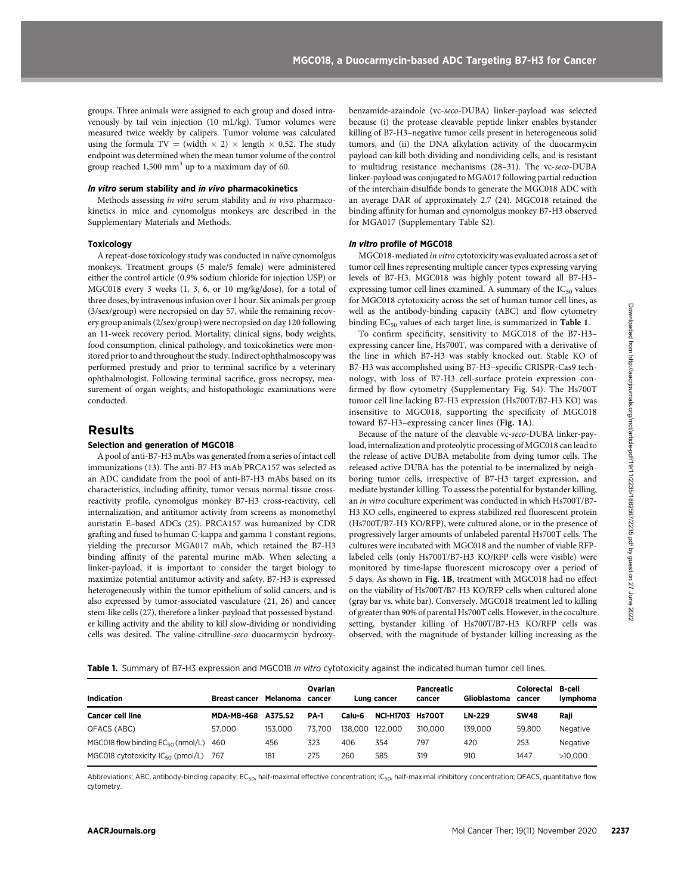groups. Three animals were assigned to each group and dosed intravenously by tail vein injection (10 mL/kg). Tumor volumes were measured twice weekly by calipers. Tumor volume was calculated using the formula TV = (width × 2) × length × 0.52. The study endpoint was determined when the mean tumor volume of the control group reached 1,500 mm$^3$ up to a maximum day of 60.

#### *In vitro* serum stability and *in vivo* pharmacokinetics

Methods assessing *in vitro* serum stability and *in vivo* pharmacokinetics in mice and cynomolgus monkeys are described in the Supplementary Materials and Methods.

#### Toxicology

A repeat-dose toxicology study was conducted in naïve cynomolgus monkeys. Treatment groups (5 male/5 female) were administered either the control article (0.9% sodium chloride for injection USP) or MGC018 every 3 weeks (1, 3, 6, or 10 mg/kg/dose), for a total of three doses, by intravenous infusion over 1 hour. Six animals per group (3/sex/group) were necropsied on day 57, while the remaining recovery group animals (2/sex/group) were necropsied on day 120 following an 11-week recovery period. Mortality, clinical signs, body weights, food consumption, clinical pathology, and toxicokinetics were monitored prior to and throughout the study. Indirect ophthalmoscopy was performed prestudy and prior to terminal sacrifice by a veterinary ophthalmologist. Following terminal sacrifice, gross necropsy, measurement of organ weights, and histopathologic examinations were conducted.

## Results

### Selection and generation of MGC018

A pool of anti-B7-H3 mAbs was generated from a series of intact cell immunizations (13). The anti-B7-H3 mAb PRCA157 was selected as an ADC candidate from the pool of anti-B7-H3 mAbs based on its characteristics, including affinity, tumor versus normal tissue cross-reactivity profile, cynomolgus monkey B7-H3 cross-reactivity, cell internalization, and antitumor activity from screens as monomethyl auristatin E–based ADCs (25). PRCA157 was humanized by CDR grafting and fused to human C-kappa and gamma 1 constant regions, yielding the precursor MGA017 mAb, which retained the B7-H3 binding affinity of the parental murine mAb. When selecting a linker-payload, it is important to consider the target biology to maximize potential antitumor activity and safety. B7-H3 is expressed heterogeneously within the tumor epithelium of solid cancers, and is also expressed by tumor-associated vasculature (21, 26) and cancer stem-like cells (27), therefore a linker-payload that possessed bystander killing activity and the ability to kill slow-dividing or nondividing cells was desired. The valine-citrulline-*seco* duocarmycin hydroxybenzamide-azaindole (vc-*seco*-DUBA) linker-payload was selected because (i) the protease cleavable peptide linker enables bystander killing of B7-H3–negative tumor cells present in heterogeneous solid tumors, and (ii) the DNA alkylation activity of the duocarmycin payload can kill both dividing and nondividing cells, and is resistant to multidrug resistance mechanisms (28–31). The vc-*seco*-DUBA linker-payload was conjugated to MGA017 following partial reduction of the interchain disulfide bonds to generate the MGC018 ADC with an average DAR of approximately 2.7 (24). MGC018 retained the binding affinity for human and cynomolgus monkey B7-H3 observed for MGA017 (Supplementary Table S2).

#### *In vitro* profile of MGC018

MGC018-mediated *in vitro* cytotoxicity was evaluated across a set of tumor cell lines representing multiple cancer types expressing varying levels of B7-H3. MGC018 was highly potent toward all B7-H3–expressing tumor cell lines examined. A summary of the $IC_{50}$ values for MGC018 cytotoxicity across the set of human tumor cell lines, as well as the antibody-binding capacity (ABC) and flow cytometry binding $EC_{50}$ values of each target line, is summarized in **Table 1**.

To confirm specificity, sensitivity to MGC018 of the B7-H3–expressing cancer line, Hs700T, was compared with a derivative of the line in which B7-H3 was stably knocked out. Stable KO of B7-H3 was accomplished using B7-H3–specific CRISPR-Cas9 technology, with loss of B7-H3 cell-surface protein expression confirmed by flow cytometry (Supplementary Fig. S4). The Hs700T tumor cell line lacking B7-H3 expression (Hs700T/B7-H3 KO) was insensitive to MGC018, supporting the specificity of MGC018 toward B7-H3–expressing cancer lines (**Fig. 1A**).

Because of the nature of the cleavable vc-*seco*-DUBA linker-payload, internalization and proteolytic processing of MGC018 can lead to the release of active DUBA metabolite from dying tumor cells. The released active DUBA has the potential to be internalized by neighboring tumor cells, irrespective of B7-H3 target expression, and mediate bystander killing. To assess the potential for bystander killing, an *in vitro* coculture experiment was conducted in which Hs700T/B7-H3 KO cells, engineered to express stabilized red fluorescent protein (Hs700T/B7-H3 KO/RFP), were cultured alone, or in the presence of progressively larger amounts of unlabeled parental Hs700T cells. The cultures were incubated with MGC018 and the number of viable RFP-labeled cells (only Hs700T/B7-H3 KO/RFP cells were visible) were monitored by time-lapse fluorescent microscopy over a period of 5 days. As shown in **Fig. 1B**, treatment with MGC018 had no effect on the viability of Hs700T/B7-H3 KO/RFP cells when cultured alone (gray bar vs. white bar). Conversely, MGC018 treatment led to killing of greater than 90% of parental Hs700T cells. However, in the coculture setting, bystander killing of Hs700T/B7-H3 KO/RFP cells was observed, with the magnitude of bystander killing increasing as the

**Table 1.** Summary of B7-H3 expression and MGC018 *in vitro* cytotoxicity against the indicated human tumor cell lines.

| Indication | Breast cancer | Melanoma | Ovarian cancer | Lung cancer | | Pancreatic cancer | Glioblastoma | Colorectal cancer | B-cell lymphoma |
|---|---|---|---|---|---|---|---|---|---|
| **Cancer cell line** | **MDA-MB-468** | **A375.S2** | **PA-1** | **Calu-6** | **NCI-H1703** | **Hs700T** | **LN-229** | **SW48** | **Raji** |
| QFACS (ABC) | 57,000 | 153,000 | 73,700 | 138,000 | 122,000 | 310,000 | 139,000 | 59,800 | Negative |
| MGC018 flow binding $EC_{50}$ (nmol/L) | 460 | 456 | 323 | 406 | 354 | 797 | 420 | 253 | Negative |
| MGC018 cytotoxicity $IC_{50}$ (pmol/L) | 767 | 181 | 275 | 260 | 585 | 319 | 910 | 1447 | >10,000 |

Abbreviations: ABC, antibody-binding capacity; $EC_{50}$, half-maximal effective concentration; $IC_{50}$, half-maximal inhibitory concentration; QFACS, quantitative flow cytometry.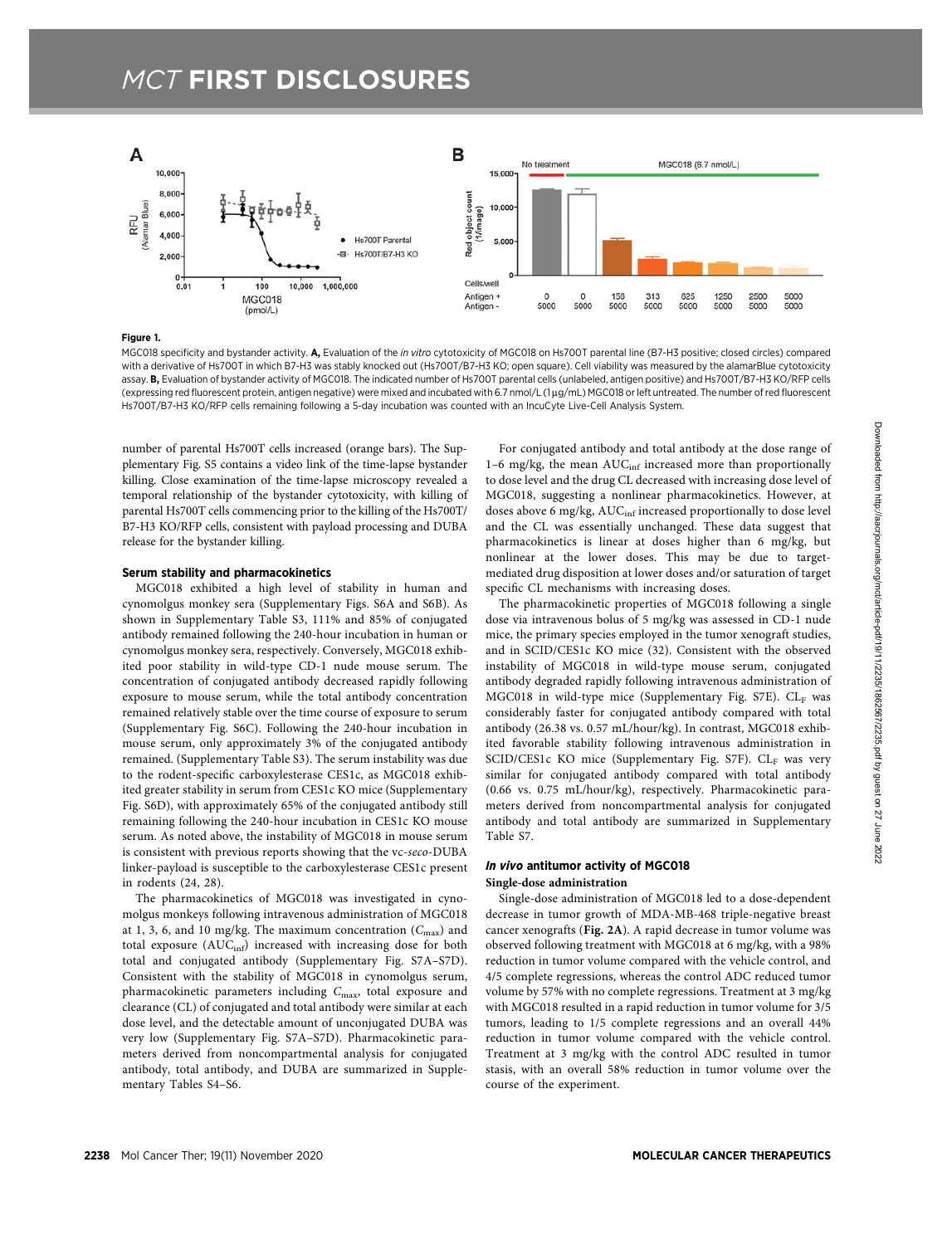**Figure 1.**

MGC018 specificity and bystander activity. **A,** Evaluation of the *in vitro* cytotoxicity of MGC018 on Hs700T parental line (B7-H3 positive; closed circles) compared with a derivative of Hs700T in which B7-H3 was stably knocked out (Hs700T/B7-H3 KO; open square). Cell viability was measured by the alamarBlue cytotoxicity assay. **B,** Evaluation of bystander activity of MGC018. The indicated number of Hs700T parental cells (unlabeled, antigen positive) and Hs700T/B7-H3 KO/RFP cells (expressing red fluorescent protein, antigen negative) were mixed and incubated with 6.7 nmol/L (1 μg/mL) MGC018 or left untreated. The number of red fluorescent Hs700T/B7-H3 KO/RFP cells remaining following a 5-day incubation was counted with an IncuCyte Live-Cell Analysis System.

number of parental Hs700T cells increased (orange bars). The Supplementary Fig. S5 contains a video link of the time-lapse bystander killing. Close examination of the time-lapse microscopy revealed a temporal relationship of the bystander cytotoxicity, with killing of parental Hs700T cells commencing prior to the killing of the Hs700T/B7-H3 KO/RFP cells, consistent with payload processing and DUBA release for the bystander killing.

#### Serum stability and pharmacokinetics

MGC018 exhibited a high level of stability in human and cynomolgus monkey sera (Supplementary Figs. S6A and S6B). As shown in Supplementary Table S3, 111% and 85% of conjugated antibody remained following the 240-hour incubation in human or cynomolgus monkey sera, respectively. Conversely, MGC018 exhibited poor stability in wild-type CD-1 nude mouse serum. The concentration of conjugated antibody decreased rapidly following exposure to mouse serum, while the total antibody concentration remained relatively stable over the time course of exposure to serum (Supplementary Fig. S6C). Following the 240-hour incubation in mouse serum, only approximately 3% of the conjugated antibody remained. (Supplementary Table S3). The serum instability was due to the rodent-specific carboxylesterase CES1c, as MGC018 exhibited greater stability in serum from CES1c KO mice (Supplementary Fig. S6D), with approximately 65% of the conjugated antibody still remaining following the 240-hour incubation in CES1c KO mouse serum. As noted above, the instability of MGC018 in mouse serum is consistent with previous reports showing that the vc-*seco*-DUBA linker-payload is susceptible to the carboxylesterase CES1c present in rodents (24, 28).

The pharmacokinetics of MGC018 was investigated in cynomolgus monkeys following intravenous administration of MGC018 at 1, 3, 6, and 10 mg/kg. The maximum concentration ($C_{max}$) and total exposure ($AUC_{inf}$) increased with increasing dose for both total and conjugated antibody (Supplementary Fig. S7A–S7D). Consistent with the stability of MGC018 in cynomolgus serum, pharmacokinetic parameters including $C_{max}$, total exposure and clearance (CL) of conjugated and total antibody were similar at each dose level, and the detectable amount of unconjugated DUBA was very low (Supplementary Fig. S7A–S7D). Pharmacokinetic parameters derived from noncompartmental analysis for conjugated antibody, total antibody, and DUBA are summarized in Supplementary Tables S4–S6.

For conjugated antibody and total antibody at the dose range of 1–6 mg/kg, the mean $AUC_{inf}$ increased more than proportionally to dose level and the drug CL decreased with increasing dose level of MGC018, suggesting a nonlinear pharmacokinetics. However, at doses above 6 mg/kg, $AUC_{inf}$ increased proportionally to dose level and the CL was essentially unchanged. These data suggest that pharmacokinetics is linear at doses higher than 6 mg/kg, but nonlinear at the lower doses. This may be due to target-mediated drug disposition at lower doses and/or saturation of target specific CL mechanisms with increasing doses.

The pharmacokinetic properties of MGC018 following a single dose via intravenous bolus of 5 mg/kg was assessed in CD-1 nude mice, the primary species employed in the tumor xenograft studies, and in SCID/CES1c KO mice (32). Consistent with the observed instability of MGC018 in wild-type mouse serum, conjugated antibody degraded rapidly following intravenous administration of MGC018 in wild-type mice (Supplementary Fig. S7E). $CL_F$ was considerably faster for conjugated antibody compared with total antibody (26.38 vs. 0.57 mL/hour/kg). In contrast, MGC018 exhibited favorable stability following intravenous administration in SCID/CES1c KO mice (Supplementary Fig. S7F). $CL_F$ was very similar for conjugated antibody compared with total antibody (0.66 vs. 0.75 mL/hour/kg), respectively. Pharmacokinetic parameters derived from noncompartmental analysis for conjugated antibody and total antibody are summarized in Supplementary Table S7.

### *In vivo* antitumor activity of MGC018

#### Single-dose administration

Single-dose administration of MGC018 led to a dose-dependent decrease in tumor growth of MDA-MB-468 triple-negative breast cancer xenografts (**Fig. 2A**). A rapid decrease in tumor volume was observed following treatment with MGC018 at 6 mg/kg, with a 98% reduction in tumor volume compared with the vehicle control, and 4/5 complete regressions, whereas the control ADC reduced tumor volume by 57% with no complete regressions. Treatment at 3 mg/kg with MGC018 resulted in a rapid reduction in tumor volume for 3/5 tumors, leading to 1/5 complete regressions and an overall 44% reduction in tumor volume compared with the vehicle control. Treatment at 3 mg/kg with the control ADC resulted in tumor stasis, with an overall 58% reduction in tumor volume over the course of the experiment.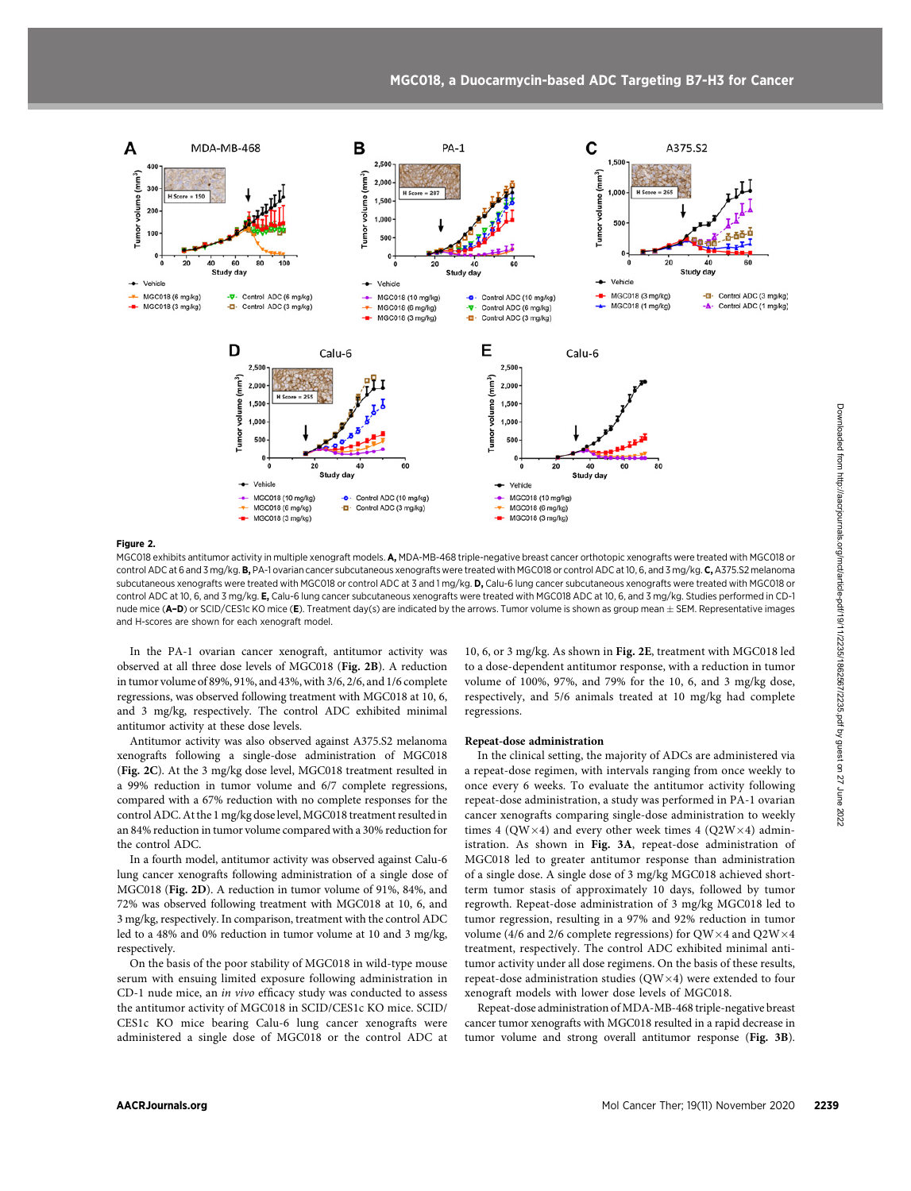**Figure 2.**

MGC018 exhibits antitumor activity in multiple xenograft models. **A,** MDA-MB-468 triple-negative breast cancer orthotopic xenografts were treated with MGC018 or control ADC at 6 and 3 mg/kg. **B,** PA-1 ovarian cancer subcutaneous xenografts were treated with MGC018 or control ADC at 10, 6, and 3 mg/kg. **C,** A375.S2 melanoma subcutaneous xenografts were treated with MGC018 or control ADC at 3 and 1 mg/kg. **D,** Calu-6 lung cancer subcutaneous xenografts were treated with MGC018 or control ADC at 10, 6, and 3 mg/kg. **E,** Calu-6 lung cancer subcutaneous xenografts were treated with MGC018 ADC at 10, 6, and 3 mg/kg. Studies performed in CD-1 nude mice (**A–D**) or SCID/CES1c KO mice (**E**). Treatment day(s) are indicated by the arrows. Tumor volume is shown as group mean ± SEM. Representative images and H-scores are shown for each xenograft model.

In the PA-1 ovarian cancer xenograft, antitumor activity was observed at all three dose levels of MGC018 (**Fig. 2B**). A reduction in tumor volume of 89%, 91%, and 43%, with 3/6, 2/6, and 1/6 complete regressions, was observed following treatment with MGC018 at 10, 6, and 3 mg/kg, respectively. The control ADC exhibited minimal antitumor activity at these dose levels.

Antitumor activity was also observed against A375.S2 melanoma xenografts following a single-dose administration of MGC018 (**Fig. 2C**). At the 3 mg/kg dose level, MGC018 treatment resulted in a 99% reduction in tumor volume and 6/7 complete regressions, compared with a 67% reduction with no complete responses for the control ADC. At the 1 mg/kg dose level, MGC018 treatment resulted in an 84% reduction in tumor volume compared with a 30% reduction for the control ADC.

In a fourth model, antitumor activity was observed against Calu-6 lung cancer xenografts following administration of a single dose of MGC018 (**Fig. 2D**). A reduction in tumor volume of 91%, 84%, and 72% was observed following treatment with MGC018 at 10, 6, and 3 mg/kg, respectively. In comparison, treatment with the control ADC led to a 48% and 0% reduction in tumor volume at 10 and 3 mg/kg, respectively.

On the basis of the poor stability of MGC018 in wild-type mouse serum with ensuing limited exposure following administration in CD-1 nude mice, an *in vivo* efficacy study was conducted to assess the antitumor activity of MGC018 in SCID/CES1c KO mice. SCID/CES1c KO mice bearing Calu-6 lung cancer xenografts were administered a single dose of MGC018 or the control ADC at 10, 6, or 3 mg/kg. As shown in **Fig. 2E**, treatment with MGC018 led to a dose-dependent antitumor response, with a reduction in tumor volume of 100%, 97%, and 79% for the 10, 6, and 3 mg/kg dose, respectively, and 5/6 animals treated at 10 mg/kg had complete regressions.

### Repeat-dose administration

In the clinical setting, the majority of ADCs are administered via a repeat-dose regimen, with intervals ranging from once weekly to once every 6 weeks. To evaluate the antitumor activity following repeat-dose administration, a study was performed in PA-1 ovarian cancer xenografts comparing single-dose administration to weekly times 4 (QW×4) and every other week times 4 (Q2W×4) administration. As shown in **Fig. 3A**, repeat-dose administration of MGC018 led to greater antitumor response than administration of a single dose. A single dose of 3 mg/kg MGC018 achieved short-term tumor stasis of approximately 10 days, followed by tumor regrowth. Repeat-dose administration of 3 mg/kg MGC018 led to tumor regression, resulting in a 97% and 92% reduction in tumor volume (4/6 and 2/6 complete regressions) for QW×4 and Q2W×4 treatment, respectively. The control ADC exhibited minimal antitumor activity under all dose regimens. On the basis of these results, repeat-dose administration studies (QW×4) were extended to four xenograft models with lower dose levels of MGC018.

Repeat-dose administration of MDA-MB-468 triple-negative breast cancer tumor xenografts with MGC018 resulted in a rapid decrease in tumor volume and strong overall antitumor response (**Fig. 3B**).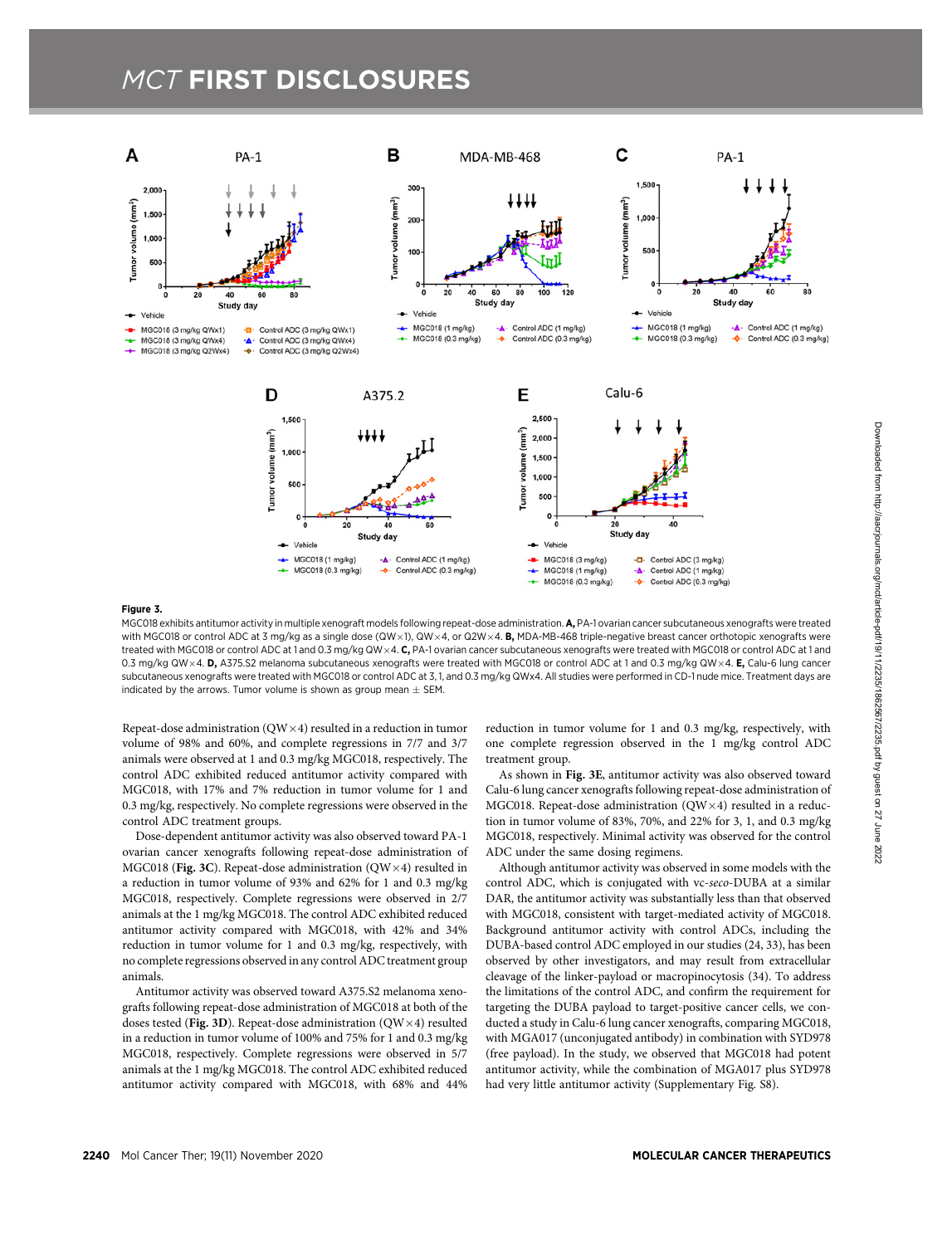**Figure 3.**

MGC018 exhibits antitumor activity in multiple xenograft models following repeat-dose administration. **A,** PA-1 ovarian cancer subcutaneous xenografts were treated with MGC018 or control ADC at 3 mg/kg as a single dose (QW×1), QW×4, or Q2W×4. **B,** MDA-MB-468 triple-negative breast cancer orthotopic xenografts were treated with MGC018 or control ADC at 1 and 0.3 mg/kg QW×4. **C,** PA-1 ovarian cancer subcutaneous xenografts were treated with MGC018 or control ADC at 1 and 0.3 mg/kg QW×4. **D,** A375.S2 melanoma subcutaneous xenografts were treated with MGC018 or control ADC at 1 and 0.3 mg/kg QW×4. **E,** Calu-6 lung cancer subcutaneous xenografts were treated with MGC018 or control ADC at 3, 1, and 0.3 mg/kg QWx4. All studies were performed in CD-1 nude mice. Treatment days are indicated by the arrows. Tumor volume is shown as group mean ± SEM.

Repeat-dose administration (QW×4) resulted in a reduction in tumor volume of 98% and 60%, and complete regressions in 7/7 and 3/7 animals were observed at 1 and 0.3 mg/kg MGC018, respectively. The control ADC exhibited reduced antitumor activity compared with MGC018, with 17% and 7% reduction in tumor volume for 1 and 0.3 mg/kg, respectively. No complete regressions were observed in the control ADC treatment groups.

Dose-dependent antitumor activity was also observed toward PA-1 ovarian cancer xenografts following repeat-dose administration of MGC018 (**Fig. 3C**). Repeat-dose administration (QW×4) resulted in a reduction in tumor volume of 93% and 62% for 1 and 0.3 mg/kg MGC018, respectively. Complete regressions were observed in 2/7 animals at the 1 mg/kg MGC018. The control ADC exhibited reduced antitumor activity compared with MGC018, with 42% and 34% reduction in tumor volume for 1 and 0.3 mg/kg, respectively, with no complete regressions observed in any control ADC treatment group animals.

Antitumor activity was observed toward A375.S2 melanoma xenografts following repeat-dose administration of MGC018 at both of the doses tested (**Fig. 3D**). Repeat-dose administration (QW×4) resulted in a reduction in tumor volume of 100% and 75% for 1 and 0.3 mg/kg MGC018, respectively. Complete regressions were observed in 5/7 animals at the 1 mg/kg MGC018. The control ADC exhibited reduced antitumor activity compared with MGC018, with 68% and 44% reduction in tumor volume for 1 and 0.3 mg/kg, respectively, with one complete regression observed in the 1 mg/kg control ADC treatment group.

As shown in **Fig. 3E**, antitumor activity was also observed toward Calu-6 lung cancer xenografts following repeat-dose administration of MGC018. Repeat-dose administration (QW×4) resulted in a reduction in tumor volume of 83%, 70%, and 22% for 3, 1, and 0.3 mg/kg MGC018, respectively. Minimal activity was observed for the control ADC under the same dosing regimens.

Although antitumor activity was observed in some models with the control ADC, which is conjugated with vc-*seco*-DUBA at a similar DAR, the antitumor activity was substantially less than that observed with MGC018, consistent with target-mediated activity of MGC018. Background antitumor activity with control ADCs, including the DUBA-based control ADC employed in our studies (24, 33), has been observed by other investigators, and may result from extracellular cleavage of the linker-payload or macropinocytosis (34). To address the limitations of the control ADC, and confirm the requirement for targeting the DUBA payload to target-positive cancer cells, we conducted a study in Calu-6 lung cancer xenografts, comparing MGC018, with MGA017 (unconjugated antibody) in combination with SYD978 (free payload). In the study, we observed that MGC018 had potent antitumor activity, while the combination of MGA017 plus SYD978 had very little antitumor activity (Supplementary Fig. S8).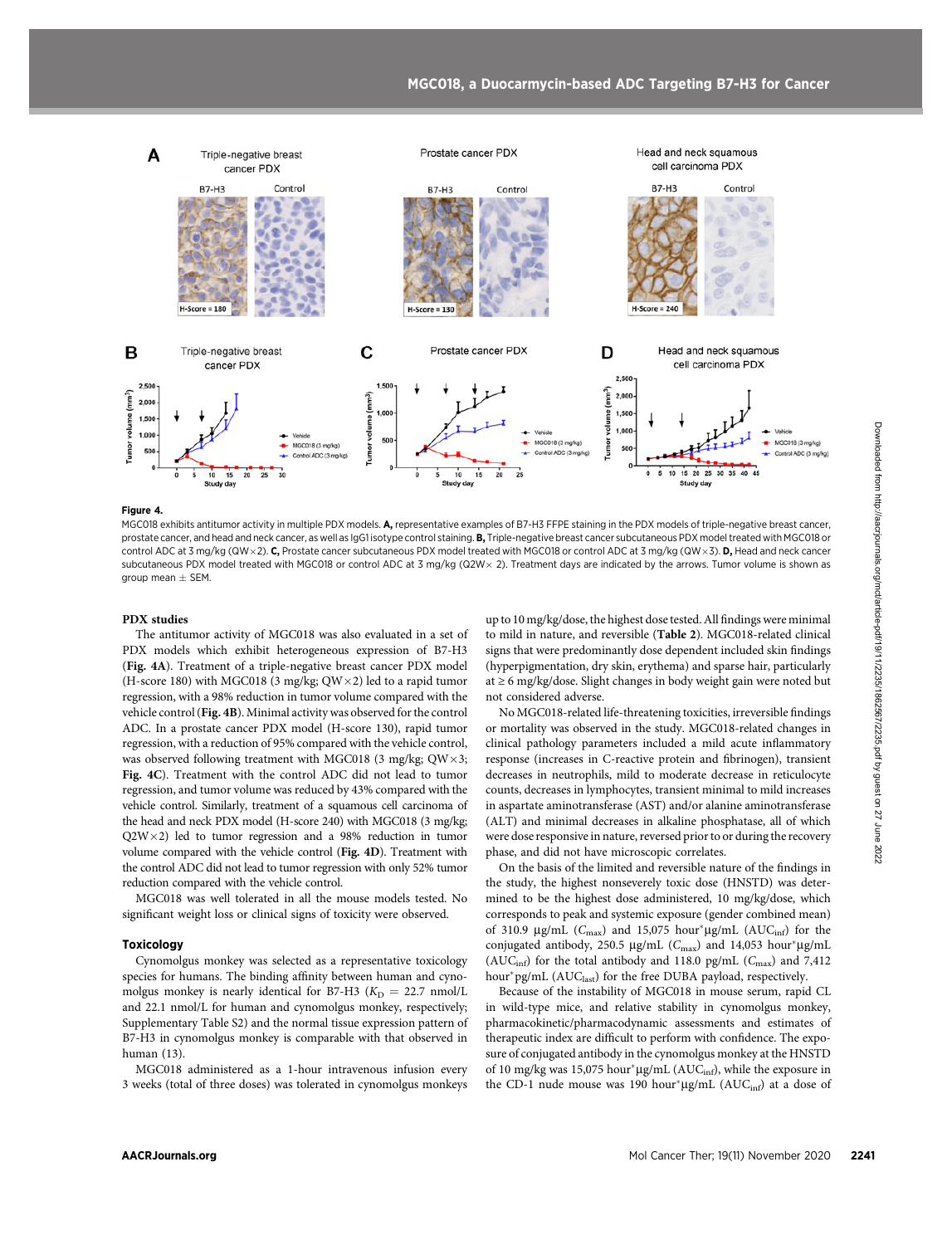**Figure 4.**

MGC018 exhibits antitumor activity in multiple PDX models. **A,** representative examples of B7-H3 FFPE staining in the PDX models of triple-negative breast cancer, prostate cancer, and head and neck cancer, as well as IgG1 isotype control staining. **B,** Triple-negative breast cancer subcutaneous PDX model treated with MGC018 or control ADC at 3 mg/kg (QW×2). **C,** Prostate cancer subcutaneous PDX model treated with MGC018 or control ADC at 3 mg/kg (QW×3). **D,** Head and neck cancer subcutaneous PDX model treated with MGC018 or control ADC at 3 mg/kg (Q2W× 2). Treatment days are indicated by the arrows. Tumor volume is shown as group mean ± SEM.

### PDX studies

The antitumor activity of MGC018 was also evaluated in a set of PDX models which exhibit heterogeneous expression of B7-H3 (**Fig. 4A**). Treatment of a triple-negative breast cancer PDX model (H-score 180) with MGC018 (3 mg/kg; QW×2) led to a rapid tumor regression, with a 98% reduction in tumor volume compared with the vehicle control (**Fig. 4B**). Minimal activity was observed for the control ADC. In a prostate cancer PDX model (H-score 130), rapid tumor regression, with a reduction of 95% compared with the vehicle control, was observed following treatment with MGC018 (3 mg/kg; QW×3; **Fig. 4C**). Treatment with the control ADC did not lead to tumor regression, and tumor volume was reduced by 43% compared with the vehicle control. Similarly, treatment of a squamous cell carcinoma of the head and neck PDX model (H-score 240) with MGC018 (3 mg/kg; Q2W×2) led to tumor regression and a 98% reduction in tumor volume compared with the vehicle control (**Fig. 4D**). Treatment with the control ADC did not lead to tumor regression with only 52% tumor reduction compared with the vehicle control.

MGC018 was well tolerated in all the mouse models tested. No significant weight loss or clinical signs of toxicity were observed.

### Toxicology

Cynomolgus monkey was selected as a representative toxicology species for humans. The binding affinity between human and cynomolgus monkey is nearly identical for B7-H3 ($K_D$ = 22.7 nmol/L and 22.1 nmol/L for human and cynomolgus monkey, respectively; Supplementary Table S2) and the normal tissue expression pattern of B7-H3 in cynomolgus monkey is comparable with that observed in human (13).

MGC018 administered as a 1-hour intravenous infusion every 3 weeks (total of three doses) was tolerated in cynomolgus monkeys up to 10 mg/kg/dose, the highest dose tested. All findings were minimal to mild in nature, and reversible (**Table 2**). MGC018-related clinical signs that were predominantly dose dependent included skin findings (hyperpigmentation, dry skin, erythema) and sparse hair, particularly at ≥ 6 mg/kg/dose. Slight changes in body weight gain were noted but not considered adverse.

No MGC018-related life-threatening toxicities, irreversible findings or mortality was observed in the study. MGC018-related changes in clinical pathology parameters included a mild acute inflammatory response (increases in C-reactive protein and fibrinogen), transient decreases in neutrophils, mild to moderate decrease in reticulocyte counts, decreases in lymphocytes, transient minimal to mild increases in aspartate aminotransferase (AST) and/or alanine aminotransferase (ALT) and minimal decreases in alkaline phosphatase, all of which were dose responsive in nature, reversed prior to or during the recovery phase, and did not have microscopic correlates.

On the basis of the limited and reversible nature of the findings in the study, the highest nonseverely toxic dose (HNSTD) was determined to be the highest dose administered, 10 mg/kg/dose, which corresponds to peak and systemic exposure (gender combined mean) of 310.9 μg/mL ($C_{max}$) and 15,075 hour*μg/mL ($AUC_{inf}$) for the conjugated antibody, 250.5 μg/mL ($C_{max}$) and 14,053 hour*μg/mL ($AUC_{inf}$) for the total antibody and 118.0 pg/mL ($C_{max}$) and 7,412 hour*pg/mL ($AUC_{last}$) for the free DUBA payload, respectively.

Because of the instability of MGC018 in mouse serum, rapid CL in wild-type mice, and relative stability in cynomolgus monkey, pharmacokinetic/pharmacodynamic assessments and estimates of therapeutic index are difficult to perform with confidence. The exposure of conjugated antibody in the cynomolgus monkey at the HNSTD of 10 mg/kg was 15,075 hour*μg/mL ($AUC_{inf}$), while the exposure in the CD-1 nude mouse was 190 hour*μg/mL ($AUC_{inf}$) at a dose of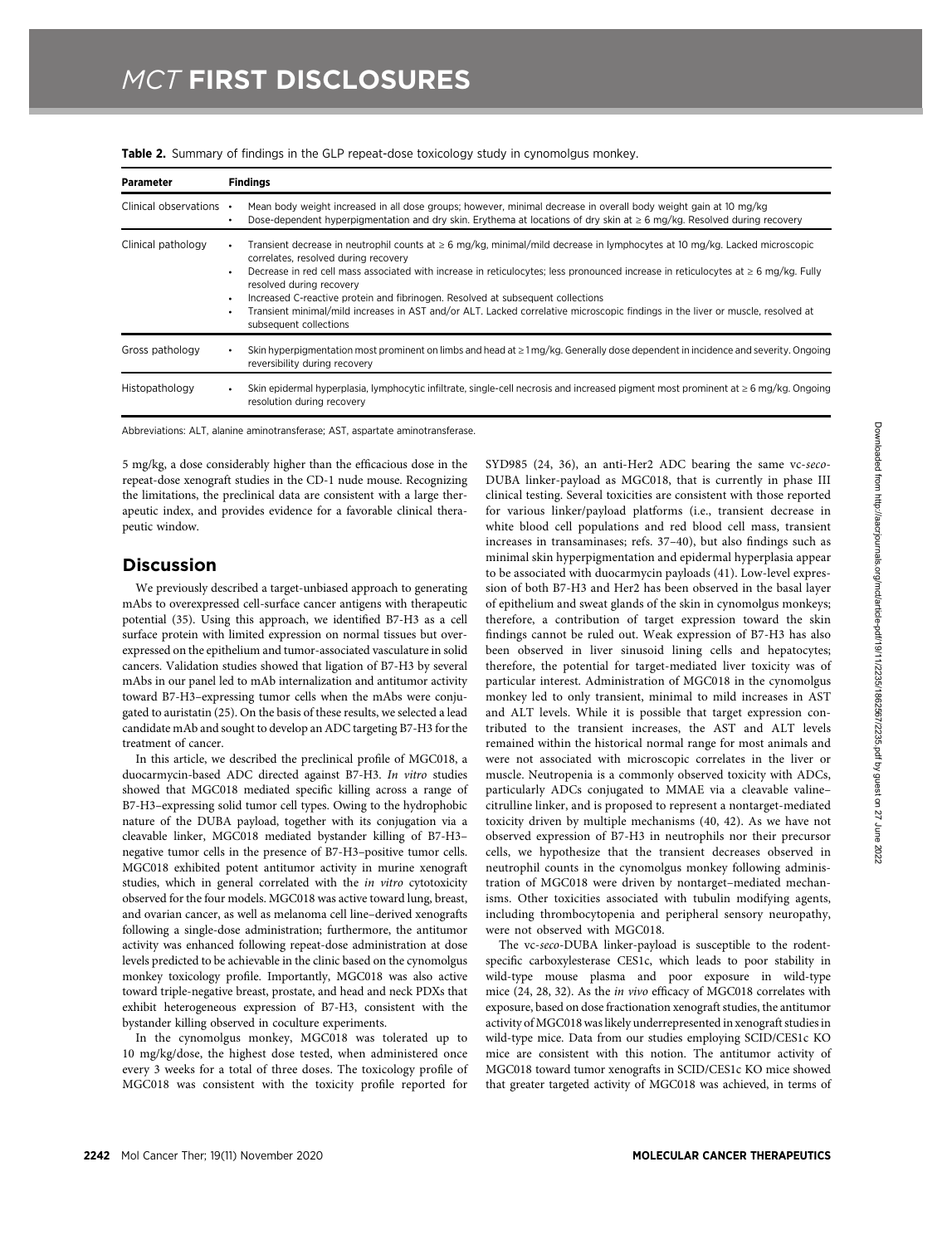**Table 2.** Summary of findings in the GLP repeat-dose toxicology study in cynomolgus monkey.

| Parameter | Findings |
|---|---|
| Clinical observations | • Mean body weight increased in all dose groups; however, minimal decrease in overall body weight gain at 10 mg/kg<br>• Dose-dependent hyperpigmentation and dry skin. Erythema at locations of dry skin at ≥ 6 mg/kg. Resolved during recovery |
| Clinical pathology | • Transient decrease in neutrophil counts at ≥ 6 mg/kg, minimal/mild decrease in lymphocytes at 10 mg/kg. Lacked microscopic correlates, resolved during recovery<br>• Decrease in red cell mass associated with increase in reticulocytes; less pronounced increase in reticulocytes at ≥ 6 mg/kg. Fully resolved during recovery<br>• Increased C-reactive protein and fibrinogen. Resolved at subsequent collections<br>• Transient minimal/mild increases in AST and/or ALT. Lacked correlative microscopic findings in the liver or muscle, resolved at subsequent collections |
| Gross pathology | • Skin hyperpigmentation most prominent on limbs and head at ≥ 1 mg/kg. Generally dose dependent in incidence and severity. Ongoing reversibility during recovery |
| Histopathology | • Skin epidermal hyperplasia, lymphocytic infiltrate, single-cell necrosis and increased pigment most prominent at ≥ 6 mg/kg. Ongoing resolution during recovery |

Abbreviations: ALT, alanine aminotransferase; AST, aspartate aminotransferase.

5 mg/kg, a dose considerably higher than the efficacious dose in the repeat-dose xenograft studies in the CD-1 nude mouse. Recognizing the limitations, the preclinical data are consistent with a large therapeutic index, and provides evidence for a favorable clinical therapeutic window.

## Discussion

We previously described a target-unbiased approach to generating mAbs to overexpressed cell-surface cancer antigens with therapeutic potential (35). Using this approach, we identified B7-H3 as a cell surface protein with limited expression on normal tissues but overexpressed on the epithelium and tumor-associated vasculature in solid cancers. Validation studies showed that ligation of B7-H3 by several mAbs in our panel led to mAb internalization and antitumor activity toward B7-H3–expressing tumor cells when the mAbs were conjugated to auristatin (25). On the basis of these results, we selected a lead candidate mAb and sought to develop an ADC targeting B7-H3 for the treatment of cancer.

In this article, we described the preclinical profile of MGC018, a duocarmycin-based ADC directed against B7-H3. *In vitro* studies showed that MGC018 mediated specific killing across a range of B7-H3–expressing solid tumor cell types. Owing to the hydrophobic nature of the DUBA payload, together with its conjugation via a cleavable linker, MGC018 mediated bystander killing of B7-H3–negative tumor cells in the presence of B7-H3–positive tumor cells. MGC018 exhibited potent antitumor activity in murine xenograft studies, which in general correlated with the *in vitro* cytotoxicity observed for the four models. MGC018 was active toward lung, breast, and ovarian cancer, as well as melanoma cell line–derived xenografts following a single-dose administration; furthermore, the antitumor activity was enhanced following repeat-dose administration at dose levels predicted to be achievable in the clinic based on the cynomolgus monkey toxicology profile. Importantly, MGC018 was also active toward triple-negative breast, prostate, and head and neck PDXs that exhibit heterogeneous expression of B7-H3, consistent with the bystander killing observed in coculture experiments.

In the cynomolgus monkey, MGC018 was tolerated up to 10 mg/kg/dose, the highest dose tested, when administered once every 3 weeks for a total of three doses. The toxicology profile of MGC018 was consistent with the toxicity profile reported for SYD985 (24, 36), an anti-Her2 ADC bearing the same vc-*seco*-DUBA linker-payload as MGC018, that is currently in phase III clinical testing. Several toxicities are consistent with those reported for various linker/payload platforms (i.e., transient decrease in white blood cell populations and red blood cell mass, transient increases in transaminases; refs. 37–40), but also findings such as minimal skin hyperpigmentation and epidermal hyperplasia appear to be associated with duocarmycin payloads (41). Low-level expression of both B7-H3 and Her2 has been observed in the basal layer of epithelium and sweat glands of the skin in cynomolgus monkeys; therefore, a contribution of target expression toward the skin findings cannot be ruled out. Weak expression of B7-H3 has also been observed in liver sinusoid lining cells and hepatocytes; therefore, the potential for target-mediated liver toxicity was of particular interest. Administration of MGC018 in the cynomolgus monkey led to only transient, minimal to mild increases in AST and ALT levels. While it is possible that target expression contributed to the transient increases, the AST and ALT levels remained within the historical normal range for most animals and were not associated with microscopic correlates in the liver or muscle. Neutropenia is a commonly observed toxicity with ADCs, particularly ADCs conjugated to MMAE via a cleavable valine–citrulline linker, and is proposed to represent a nontarget-mediated toxicity driven by multiple mechanisms (40, 42). As we have not observed expression of B7-H3 in neutrophils nor their precursor cells, we hypothesize that the transient decreases observed in neutrophil counts in the cynomolgus monkey following administration of MGC018 were driven by nontarget–mediated mechanisms. Other toxicities associated with tubulin modifying agents, including thrombocytopenia and peripheral sensory neuropathy, were not observed with MGC018.

The vc-*seco*-DUBA linker-payload is susceptible to the rodent-specific carboxylesterase CES1c, which leads to poor stability in wild-type mouse plasma and poor exposure in wild-type mice (24, 28, 32). As the *in vivo* efficacy of MGC018 correlates with exposure, based on dose fractionation xenograft studies, the antitumor activity of MGC018 was likely underrepresented in xenograft studies in wild-type mice. Data from our studies employing SCID/CES1c KO mice are consistent with this notion. The antitumor activity of MGC018 toward tumor xenografts in SCID/CES1c KO mice showed that greater targeted activity of MGC018 was achieved, in terms of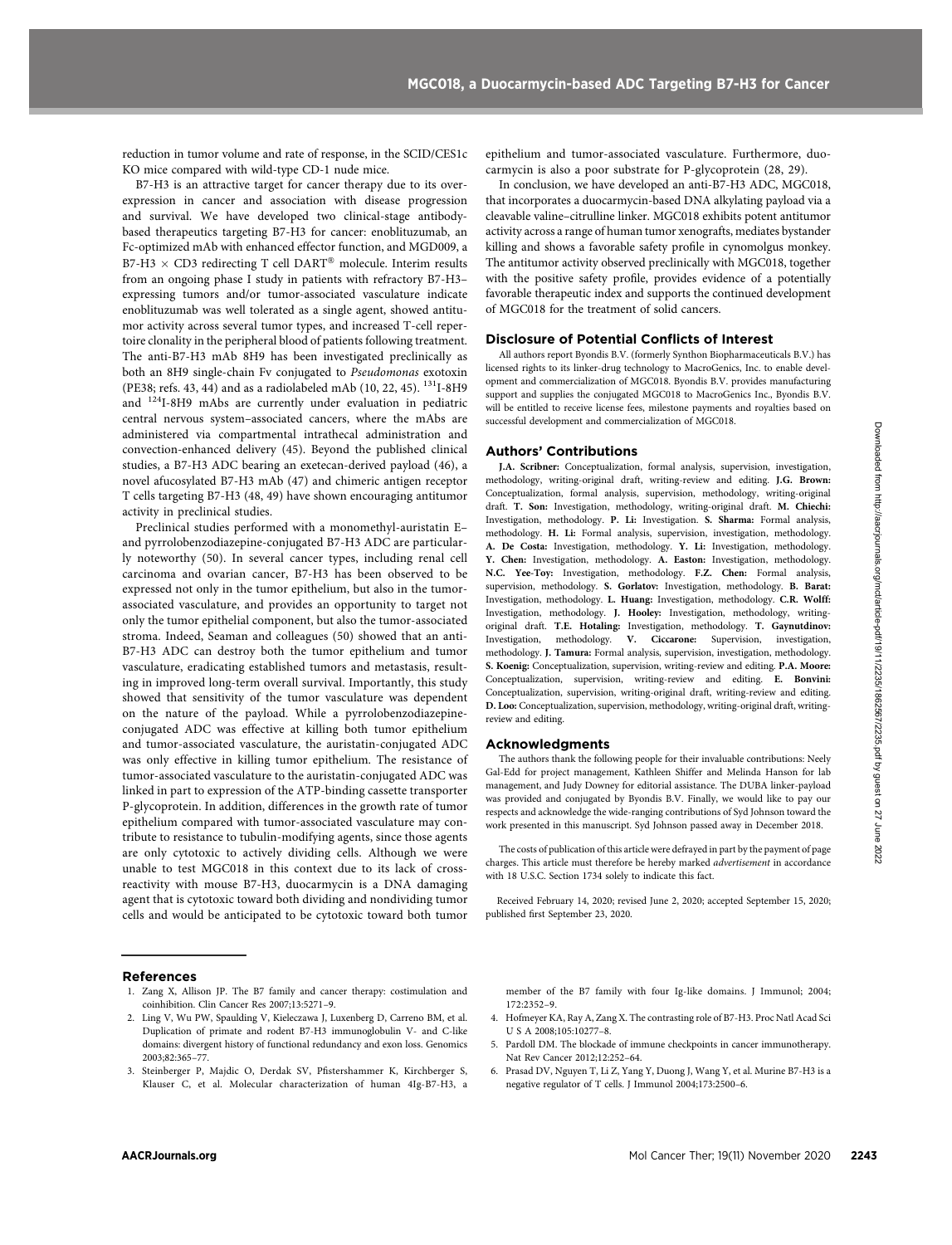reduction in tumor volume and rate of response, in the SCID/CES1c KO mice compared with wild-type CD-1 nude mice.

B7-H3 is an attractive target for cancer therapy due to its overexpression in cancer and association with disease progression and survival. We have developed two clinical-stage antibody-based therapeutics targeting B7-H3 for cancer: enoblituzumab, an Fc-optimized mAb with enhanced effector function, and MGD009, a B7-H3 × CD3 redirecting T cell DART® molecule. Interim results from an ongoing phase I study in patients with refractory B7-H3–expressing tumors and/or tumor-associated vasculature indicate enoblituzumab was well tolerated as a single agent, showed antitumor activity across several tumor types, and increased T-cell repertoire clonality in the peripheral blood of patients following treatment. The anti-B7-H3 mAb 8H9 has been investigated preclinically as both an 8H9 single-chain Fv conjugated to *Pseudomonas* exotoxin (PE38; refs. 43, 44) and as a radiolabeled mAb (10, 22, 45). $^{131}$I-8H9 and $^{124}$I-8H9 mAbs are currently under evaluation in pediatric central nervous system–associated cancers, where the mAbs are administered via compartmental intrathecal administration and convection-enhanced delivery (45). Beyond the published clinical studies, a B7-H3 ADC bearing an exetecan-derived payload (46), a novel afucosylated B7-H3 mAb (47) and chimeric antigen receptor T cells targeting B7-H3 (48, 49) have shown encouraging antitumor activity in preclinical studies.

Preclinical studies performed with a monomethyl-auristatin E– and pyrrolobenzodiazepine-conjugated B7-H3 ADC are particularly noteworthy (50). In several cancer types, including renal cell carcinoma and ovarian cancer, B7-H3 has been observed to be expressed not only in the tumor epithelium, but also in the tumor-associated vasculature, and provides an opportunity to target not only the tumor epithelial component, but also the tumor-associated stroma. Indeed, Seaman and colleagues (50) showed that an anti-B7-H3 ADC can destroy both the tumor epithelium and tumor vasculature, eradicating established tumors and metastasis, resulting in improved long-term overall survival. Importantly, this study showed that sensitivity of the tumor vasculature was dependent on the nature of the payload. While a pyrrolobenzodiazepine-conjugated ADC was effective at killing both tumor epithelium and tumor-associated vasculature, the auristatin-conjugated ADC was only effective in killing tumor epithelium. The resistance of tumor-associated vasculature to the auristatin-conjugated ADC was linked in part to expression of the ATP-binding cassette transporter P-glycoprotein. In addition, differences in the growth rate of tumor epithelium compared with tumor-associated vasculature may contribute to resistance to tubulin-modifying agents, since those agents are only cytotoxic to actively dividing cells. Although we were unable to test MGC018 in this context due to its lack of cross-reactivity with mouse B7-H3, duocarmycin is a DNA damaging agent that is cytotoxic toward both dividing and nondividing tumor cells and would be anticipated to be cytotoxic toward both tumor epithelium and tumor-associated vasculature. Furthermore, duocarmycin is also a poor substrate for P-glycoprotein (28, 29).

In conclusion, we have developed an anti-B7-H3 ADC, MGC018, that incorporates a duocarmycin-based DNA alkylating payload via a cleavable valine–citrulline linker. MGC018 exhibits potent antitumor activity across a range of human tumor xenografts, mediates bystander killing and shows a favorable safety profile in cynomolgus monkey. The antitumor activity observed preclinically with MGC018, together with the positive safety profile, provides evidence of a potentially favorable therapeutic index and supports the continued development of MGC018 for the treatment of solid cancers.

## Disclosure of Potential Conflicts of Interest

All authors report Byondis B.V. (formerly Synthon Biopharmaceuticals B.V.) has licensed rights to its linker-drug technology to MacroGenics, Inc. to enable development and commercialization of MGC018. Byondis B.V. provides manufacturing support and supplies the conjugated MGC018 to MacroGenics Inc., Byondis B.V. will be entitled to receive license fees, milestone payments and royalties based on successful development and commercialization of MGC018.

## Authors' Contributions

**J.A. Scribner:** Conceptualization, formal analysis, supervision, investigation, methodology, writing-original draft, writing-review and editing. **J.G. Brown:** Conceptualization, formal analysis, supervision, methodology, writing-original draft. **T. Son:** Investigation, methodology, writing-original draft. **M. Chiechi:** Investigation, methodology. **P. Li:** Investigation. **S. Sharma:** Formal analysis, methodology. **H. Li:** Formal analysis, supervision, investigation, methodology. **A. De Costa:** Investigation, methodology. **Y. Li:** Investigation, methodology. **Y. Chen:** Investigation, methodology. **A. Easton:** Investigation, methodology. **N.C. Yee-Toy:** Investigation, methodology. **F.Z. Chen:** Formal analysis, supervision, methodology. **S. Gorlatov:** Investigation, methodology. **B. Barat:** Investigation, methodology. **L. Huang:** Investigation, methodology. **C.R. Wolff:** Investigation, methodology. **J. Hooley:** Investigation, methodology, writing-original draft. **T.E. Hotaling:** Investigation, methodology. **T. Gaynutdinov:** Investigation, methodology. **V. Ciccarone:** Supervision, investigation, methodology. **J. Tamura:** Formal analysis, supervision, investigation, methodology. **S. Koenig:** Conceptualization, supervision, writing-review and editing. **P.A. Moore:** Conceptualization, supervision, writing-review and editing. **E. Bonvini:** Conceptualization, supervision, writing-original draft, writing-review and editing. **D. Loo:** Conceptualization, supervision, methodology, writing-original draft, writing-review and editing.

## Acknowledgments

The authors thank the following people for their invaluable contributions: Neely Gal-Edd for project management, Kathleen Shiffer and Melinda Hanson for lab management, and Judy Downey for editorial assistance. The DUBA linker-payload was provided and conjugated by Byondis B.V. Finally, we would like to pay our respects and acknowledge the wide-ranging contributions of Syd Johnson toward the work presented in this manuscript. Syd Johnson passed away in December 2018.

The costs of publication of this article were defrayed in part by the payment of page charges. This article must therefore be hereby marked *advertisement* in accordance with 18 U.S.C. Section 1734 solely to indicate this fact.

Received February 14, 2020; revised June 2, 2020; accepted September 15, 2020; published first September 23, 2020.

## References

1. Zang X, Allison JP. The B7 family and cancer therapy: costimulation and coinhibition. Clin Cancer Res 2007;13:5271–9.
2. Ling V, Wu PW, Spaulding V, Kieleczawa J, Luxenberg D, Carreno BM, et al. Duplication of primate and rodent B7-H3 immunoglobulin V- and C-like domains: divergent history of functional redundancy and exon loss. Genomics 2003;82:365–77.
3. Steinberger P, Majdic O, Derdak SV, Pfistershammer K, Kirchberger S, Klauser C, et al. Molecular characterization of human 4Ig-B7-H3, a member of the B7 family with four Ig-like domains. J Immunol; 2004; 172:2352–9.
4. Hofmeyer KA, Ray A, Zang X. The contrasting role of B7-H3. Proc Natl Acad Sci U S A 2008;105:10277–8.
5. Pardoll DM. The blockade of immune checkpoints in cancer immunotherapy. Nat Rev Cancer 2012;12:252–64.
6. Prasad DV, Nguyen T, Li Z, Yang Y, Duong J, Wang Y, et al. Murine B7-H3 is a negative regulator of T cells. J Immunol 2004;173:2500–6.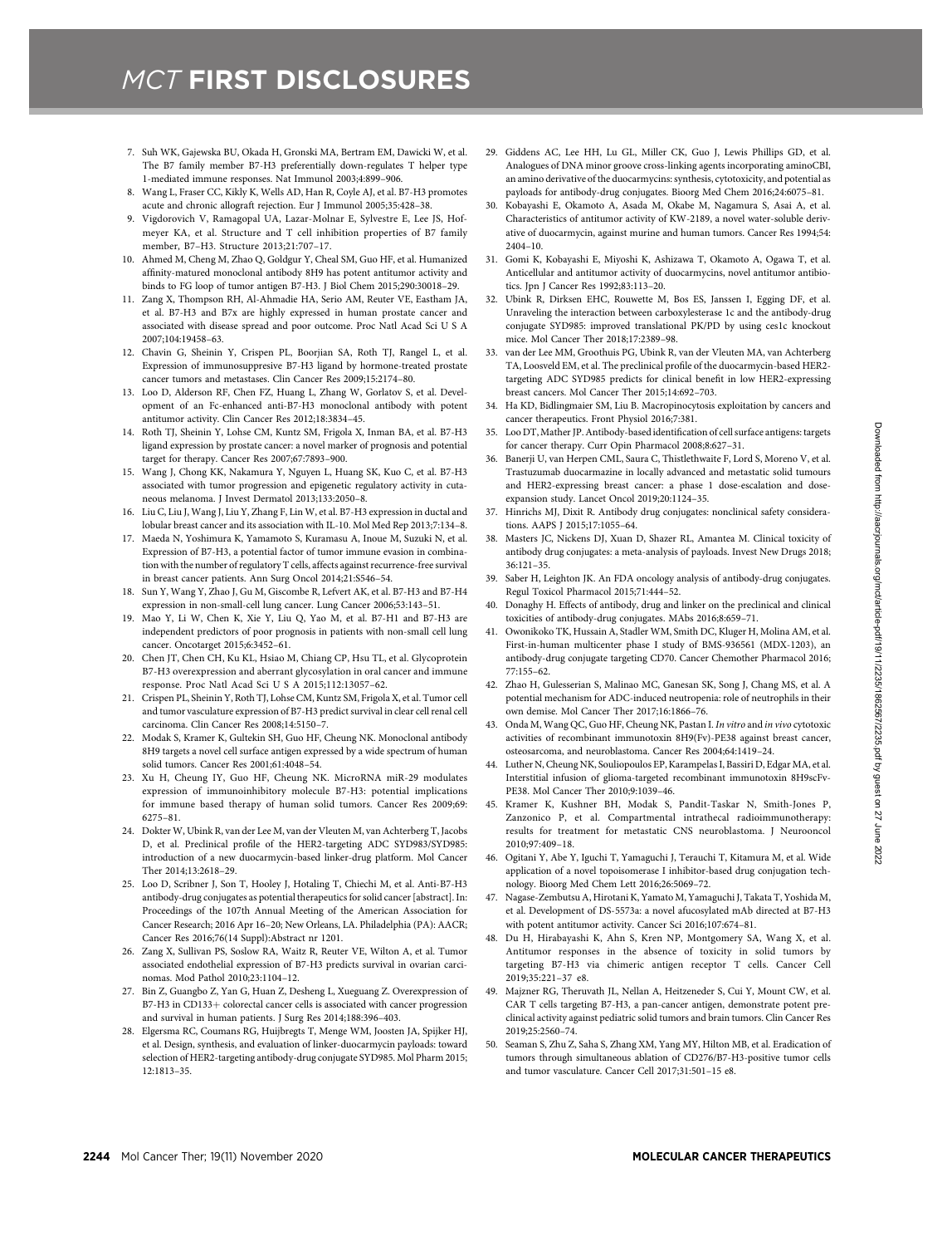7. Suh WK, Gajewska BU, Okada H, Gronski MA, Bertram EM, Dawicki W, et al. The B7 family member B7-H3 preferentially down-regulates T helper type 1-mediated immune responses. Nat Immunol 2003;4:899–906.
8. Wang L, Fraser CC, Kikly K, Wells AD, Han R, Coyle AJ, et al. B7-H3 promotes acute and chronic allograft rejection. Eur J Immunol 2005;35:428–38.
9. Vigdorovich V, Ramagopal UA, Lazar-Molnar E, Sylvestre E, Lee JS, Hofmeyer KA, et al. Structure and T cell inhibition properties of B7 family member, B7–H3. Structure 2013;21:707–17.
10. Ahmed M, Cheng M, Zhao Q, Goldgur Y, Cheal SM, Guo HF, et al. Humanized affinity-matured monoclonal antibody 8H9 has potent antitumor activity and binds to FG loop of tumor antigen B7-H3. J Biol Chem 2015;290:30018–29.
11. Zang X, Thompson RH, Al-Ahmadie HA, Serio AM, Reuter VE, Eastham JA, et al. B7-H3 and B7x are highly expressed in human prostate cancer and associated with disease spread and poor outcome. Proc Natl Acad Sci U S A 2007;104:19458–63.
12. Chavin G, Sheinin Y, Crispen PL, Boorjian SA, Roth TJ, Rangel L, et al. Expression of immunosuppresive B7-H3 ligand by hormone-treated prostate cancer tumors and metastases. Clin Cancer Res 2009;15:2174–80.
13. Loo D, Alderson RF, Chen FZ, Huang L, Zhang W, Gorlatov S, et al. Development of an Fc-enhanced anti-B7-H3 monoclonal antibody with potent antitumor activity. Clin Cancer Res 2012;18:3834–45.
14. Roth TJ, Sheinin Y, Lohse CM, Kuntz SM, Frigola X, Inman BA, et al. B7-H3 ligand expression by prostate cancer: a novel marker of prognosis and potential target for therapy. Cancer Res 2007;67:7893–900.
15. Wang J, Chong KK, Nakamura Y, Nguyen L, Huang SK, Kuo C, et al. B7-H3 associated with tumor progression and epigenetic regulatory activity in cutaneous melanoma. J Invest Dermatol 2013;133:2050–8.
16. Liu C, Liu J, Wang J, Liu Y, Zhang F, Lin W, et al. B7-H3 expression in ductal and lobular breast cancer and its association with IL-10. Mol Med Rep 2013;7:134–8.
17. Maeda N, Yoshimura K, Yamamoto S, Kuramasu A, Inoue M, Suzuki N, et al. Expression of B7-H3, a potential factor of tumor immune evasion in combination with the number of regulatory T cells, affects against recurrence-free survival in breast cancer patients. Ann Surg Oncol 2014;21:S546–54.
18. Sun Y, Wang Y, Zhao J, Gu M, Giscombe R, Lefvert AK, et al. B7-H3 and B7-H4 expression in non-small-cell lung cancer. Lung Cancer 2006;53:143–51.
19. Mao Y, Li W, Chen K, Xie Y, Liu Q, Yao M, et al. B7-H1 and B7-H3 are independent predictors of poor prognosis in patients with non-small cell lung cancer. Oncotarget 2015;6:3452–61.
20. Chen JT, Chen CH, Ku KL, Hsiao M, Chiang CP, Hsu TL, et al. Glycoprotein B7-H3 overexpression and aberrant glycosylation in oral cancer and immune response. Proc Natl Acad Sci U S A 2015;112:13057–62.
21. Crispen PL, Sheinin Y, Roth TJ, Lohse CM, Kuntz SM, Frigola X, et al. Tumor cell and tumor vasculature expression of B7-H3 predict survival in clear cell renal cell carcinoma. Clin Cancer Res 2008;14:5150–7.
22. Modak S, Kramer K, Gultekin SH, Guo HF, Cheung NK. Monoclonal antibody 8H9 targets a novel cell surface antigen expressed by a wide spectrum of human solid tumors. Cancer Res 2001;61:4048–54.
23. Xu H, Cheung IY, Guo HF, Cheung NK. MicroRNA miR-29 modulates expression of immunoinhibitory molecule B7-H3: potential implications for immune based therapy of human solid tumors. Cancer Res 2009;69:6275–81.
24. Dokter W, Ubink R, van der Lee M, van der Vleuten M, van Achterberg T, Jacobs D, et al. Preclinical profile of the HER2-targeting ADC SYD983/SYD985: introduction of a new duocarmycin-based linker-drug platform. Mol Cancer Ther 2014;13:2618–29.
25. Loo D, Scribner J, Son T, Hooley J, Hotaling T, Chiechi M, et al. Anti-B7-H3 antibody-drug conjugates as potential therapeutics for solid cancer [abstract]. In: Proceedings of the 107th Annual Meeting of the American Association for Cancer Research; 2016 Apr 16–20; New Orleans, LA. Philadelphia (PA): AACR; Cancer Res 2016;76(14 Suppl):Abstract nr 1201.
26. Zang X, Sullivan PS, Soslow RA, Waitz R, Reuter VE, Wilton A, et al. Tumor associated endothelial expression of B7-H3 predicts survival in ovarian carcinomas. Mod Pathol 2010;23:1104–12.
27. Bin Z, Guangbo Z, Yan G, Huan Z, Desheng L, Xueguang Z. Overexpression of B7-H3 in CD133+ colorectal cancer cells is associated with cancer progression and survival in human patients. J Surg Res 2014;188:396–403.
28. Elgersma RC, Coumans RG, Huijbregts T, Menge WM, Joosten JA, Spijker HJ, et al. Design, synthesis, and evaluation of linker-duocarmycin payloads: toward selection of HER2-targeting antibody-drug conjugate SYD985. Mol Pharm 2015;12:1813–35.
29. Giddens AC, Lee HH, Lu GL, Miller CK, Guo J, Lewis Phillips GD, et al. Analogues of DNA minor groove cross-linking agents incorporating aminoCBI, an amino derivative of the duocarmycins: synthesis, cytotoxicity, and potential as payloads for antibody-drug conjugates. Bioorg Med Chem 2016;24:6075–81.
30. Kobayashi E, Okamoto A, Asada M, Okabe M, Nagamura S, Asai A, et al. Characteristics of antitumor activity of KW-2189, a novel water-soluble derivative of duocarmycin, against murine and human tumors. Cancer Res 1994;54:2404–10.
31. Gomi K, Kobayashi E, Miyoshi K, Ashizawa T, Okamoto A, Ogawa T, et al. Anticellular and antitumor activity of duocarmycins, novel antitumor antibiotics. Jpn J Cancer Res 1992;83:113–20.
32. Ubink R, Dirksen EHC, Rouwette M, Bos ES, Janssen I, Egging DF, et al. Unraveling the interaction between carboxylesterase 1c and the antibody-drug conjugate SYD985: improved translational PK/PD by using ces1c knockout mice. Mol Cancer Ther 2018;17:2389–98.
33. van der Lee MM, Groothuis PG, Ubink R, van der Vleuten MA, van Achterberg TA, Loosveld EM, et al. The preclinical profile of the duocarmycin-based HER2-targeting ADC SYD985 predicts for clinical benefit in low HER2-expressing breast cancers. Mol Cancer Ther 2015;14:692–703.
34. Ha KD, Bidlingmaier SM, Liu B. Macropinocytosis exploitation by cancers and cancer therapeutics. Front Physiol 2016;7:381.
35. Loo DT, Mather JP. Antibody-based identification of cell surface antigens: targets for cancer therapy. Curr Opin Pharmacol 2008;8:627–31.
36. Banerji U, van Herpen CML, Saura C, Thistlethwaite F, Lord S, Moreno V, et al. Trastuzumab duocarmazine in locally advanced and metastatic solid tumours and HER2-expressing breast cancer: a phase 1 dose-escalation and dose-expansion study. Lancet Oncol 2019;20:1124–35.
37. Hinrichs MJ, Dixit R. Antibody drug conjugates: nonclinical safety considerations. AAPS J 2015;17:1055–64.
38. Masters JC, Nickens DJ, Xuan D, Shazer RL, Amantea M. Clinical toxicity of antibody drug conjugates: a meta-analysis of payloads. Invest New Drugs 2018;36:121–35.
39. Saber H, Leighton JK. An FDA oncology analysis of antibody-drug conjugates. Regul Toxicol Pharmacol 2015;71:444–52.
40. Donaghy H. Effects of antibody, drug and linker on the preclinical and clinical toxicities of antibody-drug conjugates. MAbs 2016;8:659–71.
41. Owonikoko TK, Hussain A, Stadler WM, Smith DC, Kluger H, Molina AM, et al. First-in-human multicenter phase I study of BMS-936561 (MDX-1203), an antibody-drug conjugate targeting CD70. Cancer Chemother Pharmacol 2016;77:155–62.
42. Zhao H, Gulesserian S, Malinao MC, Ganesan SK, Song J, Chang MS, et al. A potential mechanism for ADC-induced neutropenia: role of neutrophils in their own demise. Mol Cancer Ther 2017;16:1866–76.
43. Onda M, Wang QC, Guo HF, Cheung NK, Pastan I. *In vitro* and *in vivo* cytotoxic activities of recombinant immunotoxin 8H9(Fv)-PE38 against breast cancer, osteosarcoma, and neuroblastoma. Cancer Res 2004;64:1419–24.
44. Luther N, Cheung NK, Souliopoulos EP, Karampelas I, Bassiri D, Edgar MA, et al. Interstitial infusion of glioma-targeted recombinant immunotoxin 8H9scFv-PE38. Mol Cancer Ther 2010;9:1039–46.
45. Kramer K, Kushner BH, Modak S, Pandit-Taskar N, Smith-Jones P, Zanzonico P, et al. Compartmental intrathecal radioimmunotherapy: results for treatment for metastatic CNS neuroblastoma. J Neurooncol 2010;97:409–18.
46. Ogitani Y, Abe Y, Iguchi T, Yamaguchi J, Terauchi T, Kitamura M, et al. Wide application of a novel topoisomerase I inhibitor-based drug conjugation technology. Bioorg Med Chem Lett 2016;26:5069–72.
47. Nagase-Zembutsu A, Hirotani K, Yamato M, Yamaguchi J, Takata T, Yoshida M, et al. Development of DS-5573a: a novel afucosylated mAb directed at B7-H3 with potent antitumor activity. Cancer Sci 2016;107:674–81.
48. Du H, Hirabayashi K, Ahn S, Kren NP, Montgomery SA, Wang X, et al. Antitumor responses in the absence of toxicity in solid tumors by targeting B7-H3 via chimeric antigen receptor T cells. Cancer Cell 2019;35:221–37 e8.
49. Majzner RG, Theruvath JL, Nellan A, Heitzeneder S, Cui Y, Mount CW, et al. CAR T cells targeting B7-H3, a pan-cancer antigen, demonstrate potent preclinical activity against pediatric solid tumors and brain tumors. Clin Cancer Res 2019;25:2560–74.
50. Seaman S, Zhu Z, Saha S, Zhang XM, Yang MY, Hilton MB, et al. Eradication of tumors through simultaneous ablation of CD276/B7-H3-positive tumor cells and tumor vasculature. Cancer Cell 2017;31:501–15 e8.